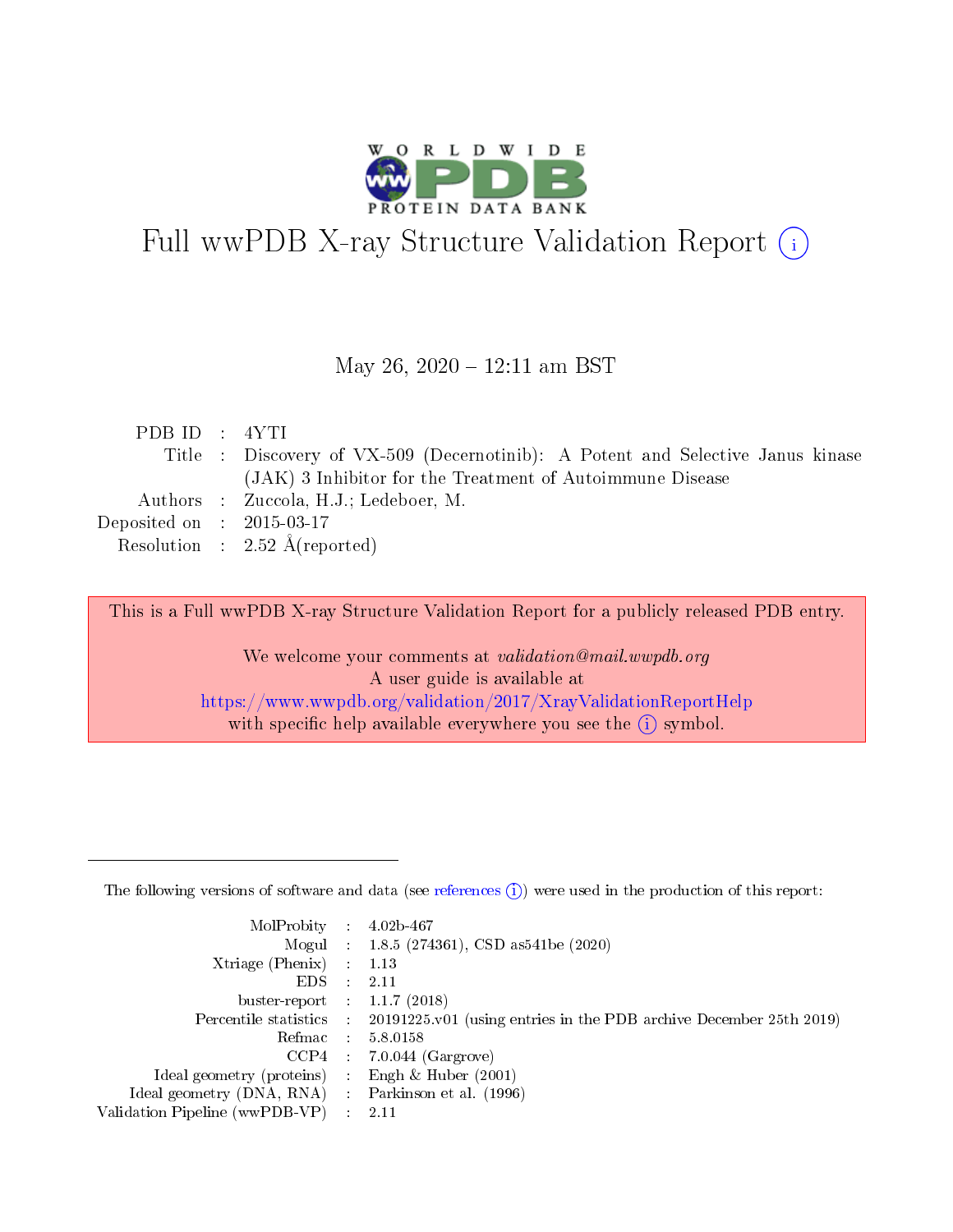# Full wwPDB X-ray Structure Validation Report (i)

May 26, 2020 – 12:11 am BST

| | | |
|---|---|---|
| PDB ID | : | 4YTI |
| Title | : | Discovery of VX-509 (Decernotinib): A Potent and Selective Janus kinase (JAK) 3 Inhibitor for the Treatment of Autoimmune Disease |
| Authors | : | Zuccola, H.J.; Ledeboer, M. |
| Deposited on | : | 2015-03-17 |
| Resolution | : | 2.52 Å(reported) |

This is a Full wwPDB X-ray Structure Validation Report for a publicly released PDB entry.

We welcome your comments at *validation@mail.wwpdb.org*
A user guide is available at
https://www.wwpdb.org/validation/2017/XrayValidationReportHelp
with specific help available everywhere you see the (i) symbol.

---

The following versions of software and data (see references (i)) were used in the production of this report:

| | | |
|---|---|---|
| MolProbity | : | 4.02b-467 |
| Mogul | : | 1.8.5 (274361), CSD as541be (2020) |
| Xtriage (Phenix) | : | 1.13 |
| EDS | : | 2.11 |
| buster-report | : | 1.1.7 (2018) |
| Percentile statistics | : | 20191225.v01 (using entries in the PDB archive December 25th 2019) |
| Refmac | : | 5.8.0158 |
| CCP4 | : | 7.0.044 (Gargrove) |
| Ideal geometry (proteins) | : | Engh & Huber (2001) |
| Ideal geometry (DNA, RNA) | : | Parkinson et al. (1996) |
| Validation Pipeline (wwPDB-VP) | : | 2.11 |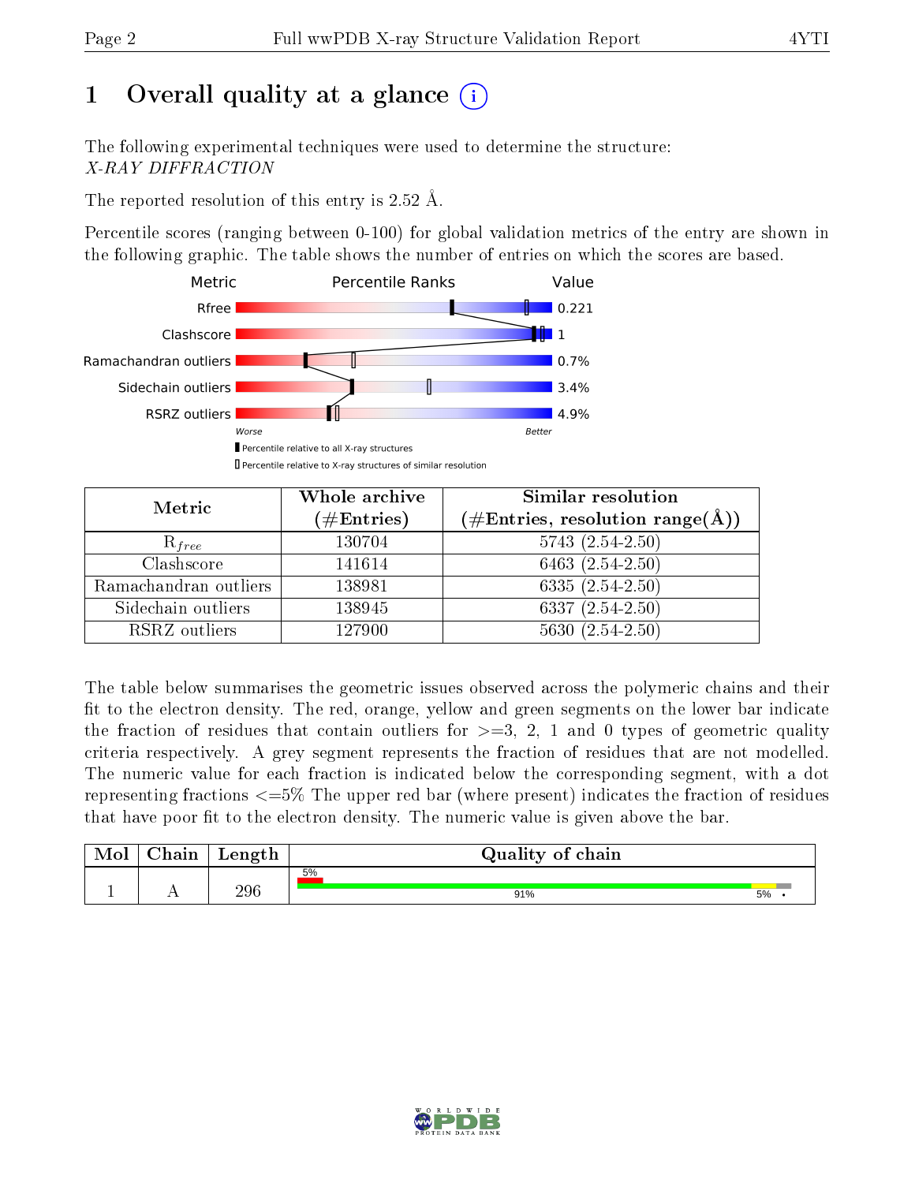# 1 Overall quality at a glance

The following experimental techniques were used to determine the structure:
*X-RAY DIFFRACTION*

The reported resolution of this entry is 2.52 Å.

Percentile scores (ranging between 0-100) for global validation metrics of the entry are shown in the following graphic. The table shows the number of entries on which the scores are based.

| Metric | Value |
|---|---|
| Rfree | 0.221 |
| Clashscore | 1 |
| Ramachandran outliers | 0.7% |
| Sidechain outliers | 3.4% |
| RSRZ outliers | 4.9% |

Worse — Better

Percentile relative to all X-ray structures

Percentile relative to X-ray structures of similar resolution

| Metric | Whole archive (#Entries) | Similar resolution (#Entries, resolution range(Å)) |
|---|---|---|
| $R_{free}$ | 130704 | 5743 (2.54-2.50) |
| Clashscore | 141614 | 6463 (2.54-2.50) |
| Ramachandran outliers | 138981 | 6335 (2.54-2.50) |
| Sidechain outliers | 138945 | 6337 (2.54-2.50) |
| RSRZ outliers | 127900 | 5630 (2.54-2.50) |

The table below summarises the geometric issues observed across the polymeric chains and their fit to the electron density. The red, orange, yellow and green segments on the lower bar indicate the fraction of residues that contain outliers for >=3, 2, 1 and 0 types of geometric quality criteria respectively. A grey segment represents the fraction of residues that are not modelled. The numeric value for each fraction is indicated below the corresponding segment, with a dot representing fractions <=5% The upper red bar (where present) indicates the fraction of residues that have poor fit to the electron density. The numeric value is given above the bar.

| Mol | Chain | Length | Quality of chain |
|---|---|---|---|
| 1 | A | 296 | 5% (poor fit); 91%, 5%, • |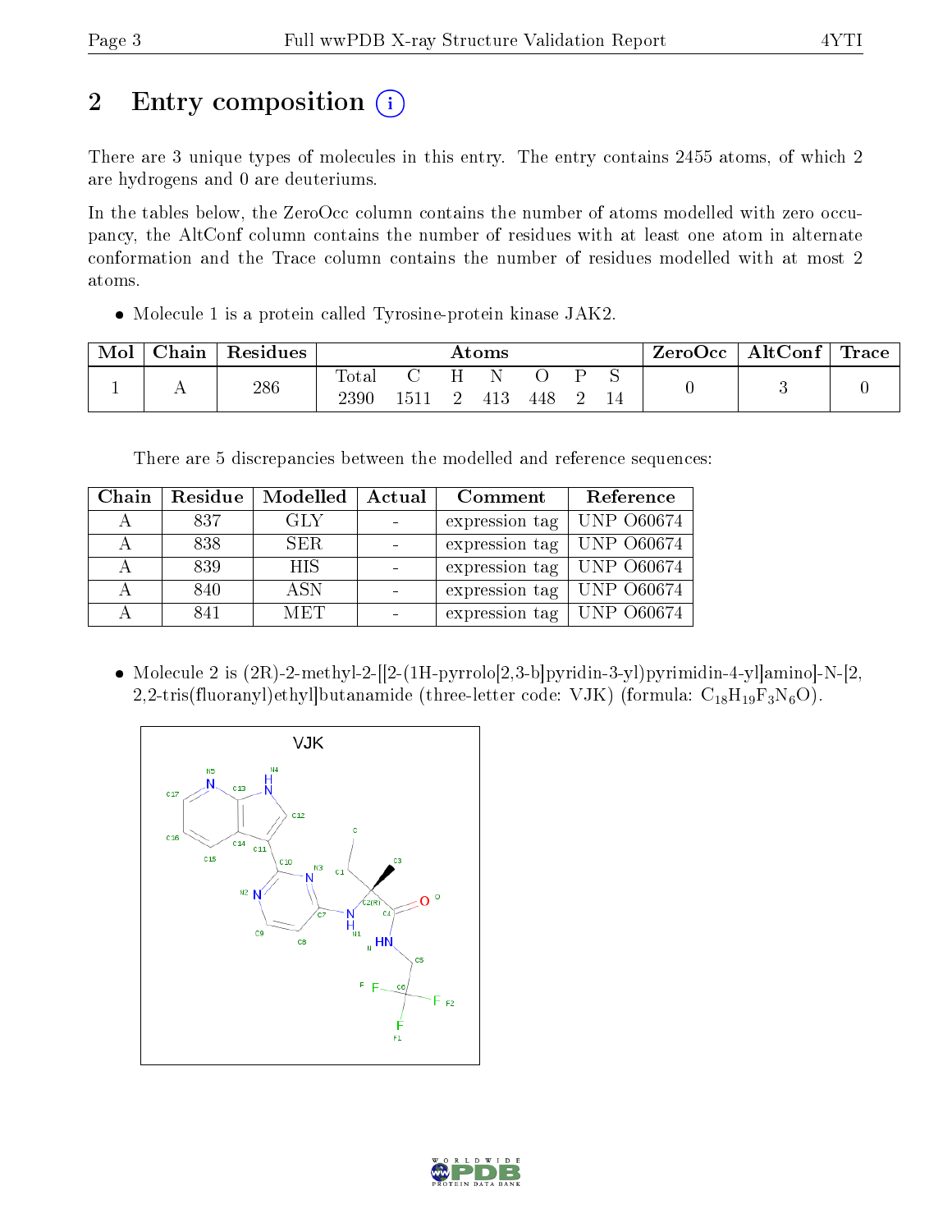# 2 Entry composition

There are 3 unique types of molecules in this entry. The entry contains 2455 atoms, of which 2 are hydrogens and 0 are deuteriums.

In the tables below, the ZeroOcc column contains the number of atoms modelled with zero occupancy, the AltConf column contains the number of residues with at least one atom in alternate conformation and the Trace column contains the number of residues modelled with at most 2 atoms.

- Molecule 1 is a protein called Tyrosine-protein kinase JAK2.

| Mol | Chain | Residues | Atoms | | | | | | | ZeroOcc | AltConf | Trace |
|---|---|---|---|---|---|---|---|---|---|---|---|---|
| | | | Total | C | H | N | O | P | S | | | |
| 1 | A | 286 | 2390 | 1511 | 2 | 413 | 448 | 2 | 14 | 0 | 3 | 0 |

There are 5 discrepancies between the modelled and reference sequences:

| Chain | Residue | Modelled | Actual | Comment | Reference |
|---|---|---|---|---|---|
| A | 837 | GLY | - | expression tag | UNP O60674 |
| A | 838 | SER | - | expression tag | UNP O60674 |
| A | 839 | HIS | - | expression tag | UNP O60674 |
| A | 840 | ASN | - | expression tag | UNP O60674 |
| A | 841 | MET | - | expression tag | UNP O60674 |

- Molecule 2 is (2R)-2-methyl-2-[[2-(1H-pyrrolo[2,3-b]pyridin-3-yl)pyrimidin-4-yl]amino]-N-[2,2,2-tris(fluoranyl)ethyl]butanamide (three-letter code: VJK) (formula: $C_{18}H_{19}F_3N_6O$).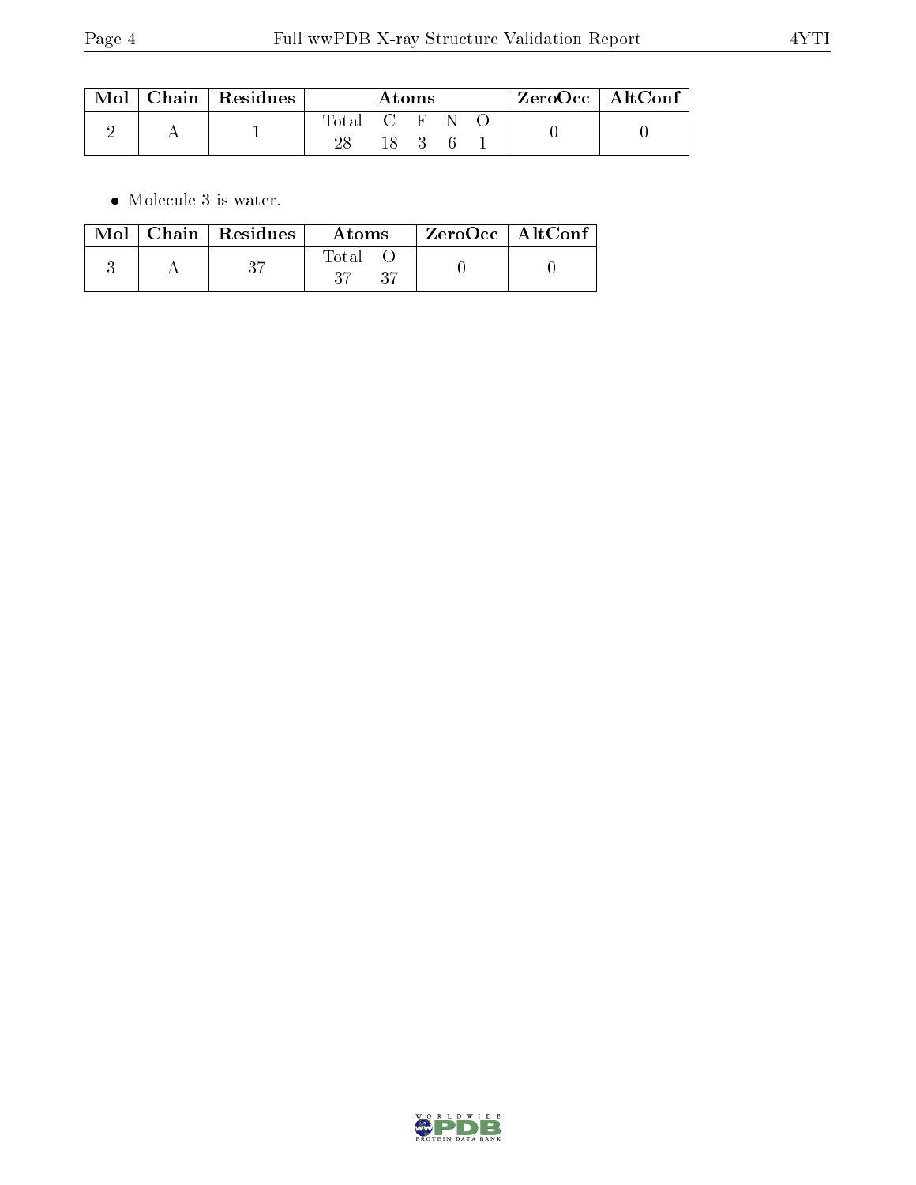| Mol | Chain | Residues | Atoms | | | | | ZeroOcc | AltConf |
|---|---|---|---|---|---|---|---|---|---|
| 2 | A | 1 | Total | C | F | N | O | 0 | 0 |
| | | | 28 | 18 | 3 | 6 | 1 | | |

- Molecule 3 is water.

| Mol | Chain | Residues | Atoms | | ZeroOcc | AltConf |
|---|---|---|---|---|---|---|
| 3 | A | 37 | Total | O | 0 | 0 |
| | | | 37 | 37 | | |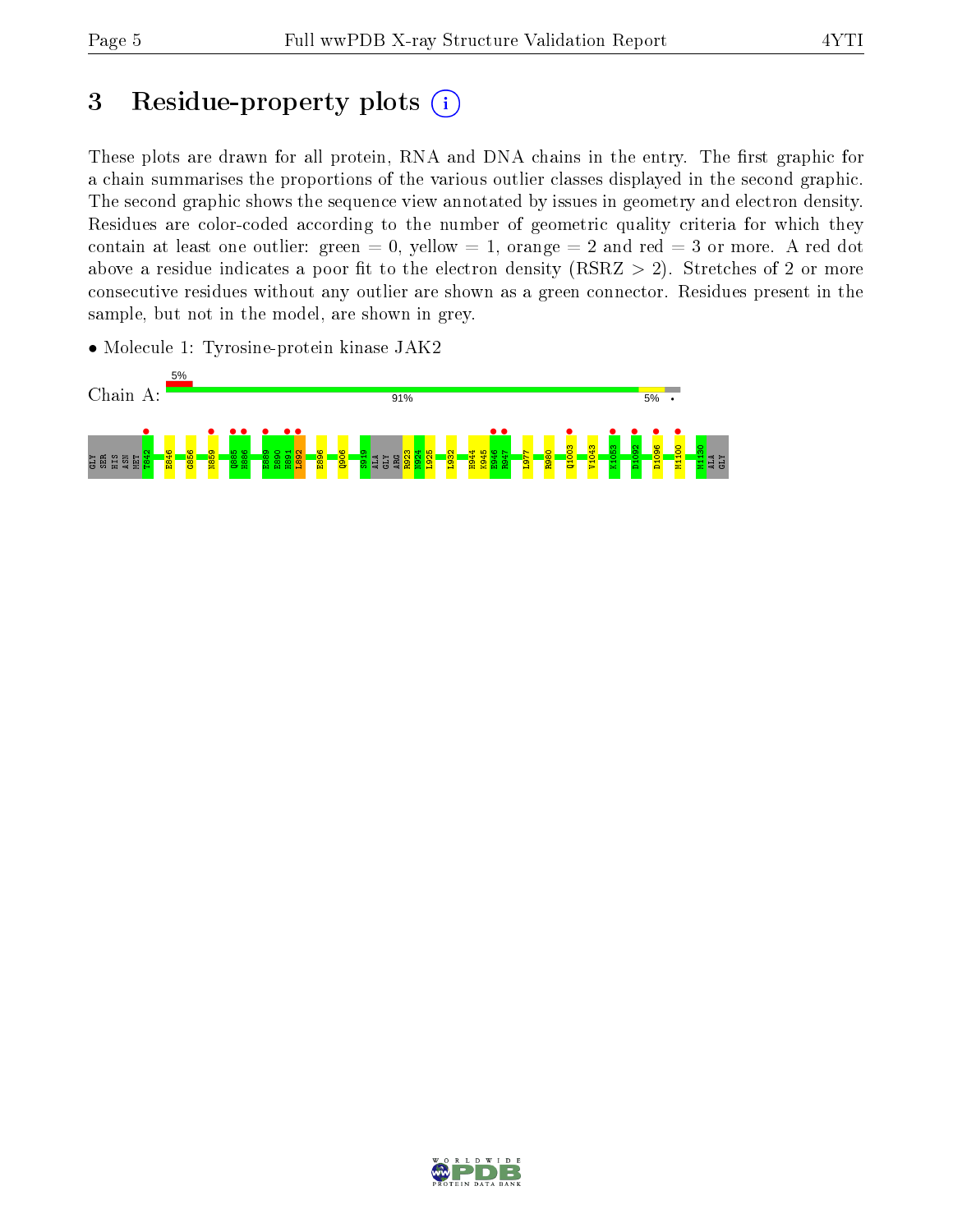# 3 Residue-property plots

These plots are drawn for all protein, RNA and DNA chains in the entry. The first graphic for a chain summarises the proportions of the various outlier classes displayed in the second graphic. The second graphic shows the sequence view annotated by issues in geometry and electron density. Residues are color-coded according to the number of geometric quality criteria for which they contain at least one outlier: green = 0, yellow = 1, orange = 2 and red = 3 or more. A red dot above a residue indicates a poor fit to the electron density (RSRZ > 2). Stretches of 2 or more consecutive residues without any outlier are shown as a green connector. Residues present in the sample, but not in the model, are shown in grey.

- Molecule 1: Tyrosine-protein kinase JAK2

Chain A: 5% | 91% | 5% | •

GLY SER HIS ASN MET T842 E846 G856 N859 Q885 H886 E889 E890 H891 L892 E896 Q906 S919 ALA GLY ARG R923 N924 L925 L932 H944 K945 E946 R947 L977 R980 Q1003 V1043 K1053 D1092 D1096 M1100 M1130 ALA GLY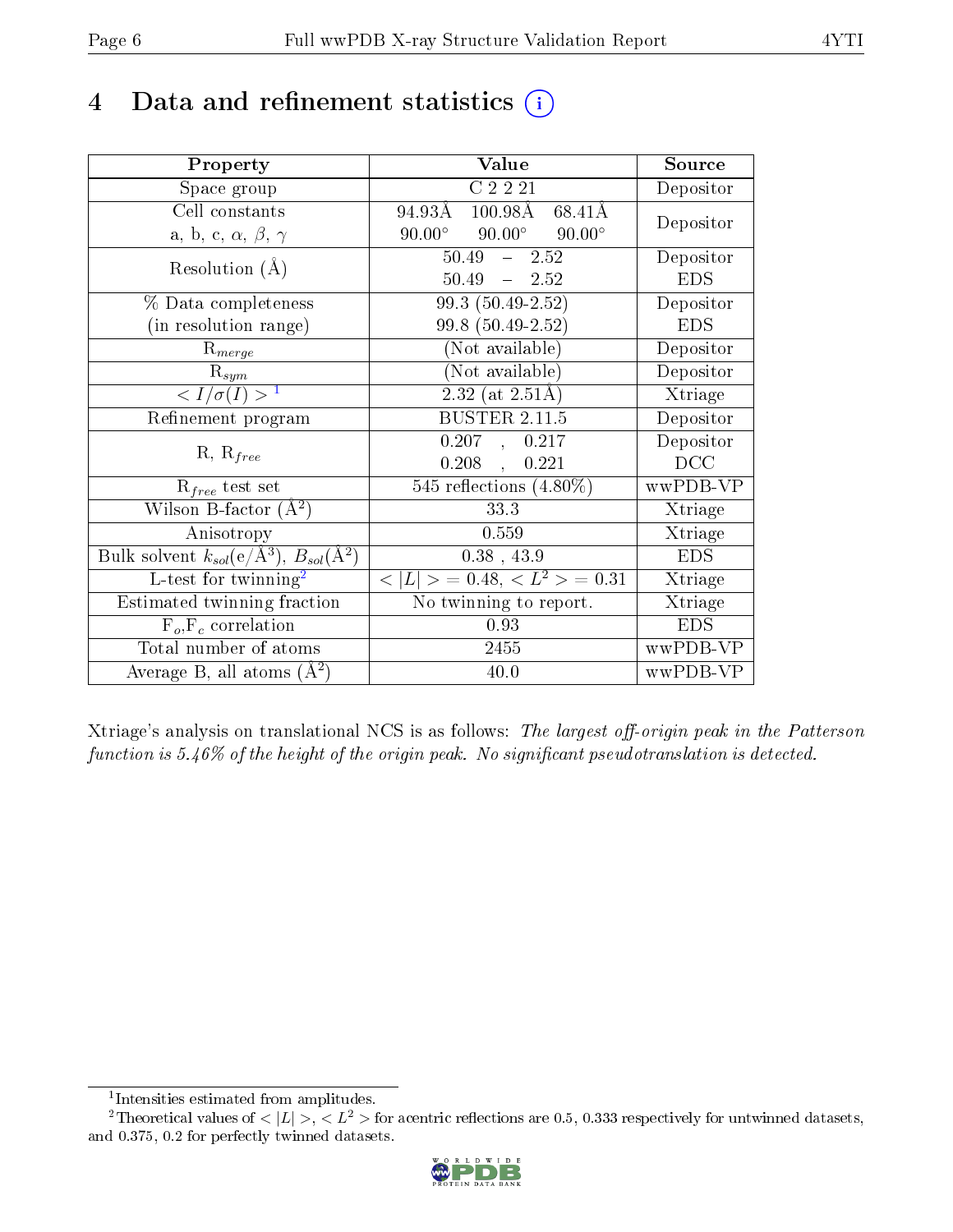# 4 Data and refinement statistics

| Property | Value | Source |
|---|---|---|
| Space group | C 2 2 21 | Depositor |
| Cell constants<br>a, b, c, $\alpha$, $\beta$, $\gamma$ | 94.93Å 100.98Å 68.41Å<br>90.00° 90.00° 90.00° | Depositor |
| Resolution (Å) | 50.49 – 2.52<br>50.49 – 2.52 | Depositor<br>EDS |
| % Data completeness<br>(in resolution range) | 99.3 (50.49-2.52)<br>99.8 (50.49-2.52) | Depositor<br>EDS |
| $R_{merge}$ | (Not available) | Depositor |
| $R_{sym}$ | (Not available) | Depositor |
| $< I/\sigma(I) >$ [1] | 2.32 (at 2.51Å) | Xtriage |
| Refinement program | BUSTER 2.11.5 | Depositor |
| R, $R_{free}$ | 0.207 , 0.217<br>0.208 , 0.221 | Depositor<br>DCC |
| $R_{free}$ test set | 545 reflections (4.80%) | wwPDB-VP |
| Wilson B-factor (Å$^2$) | 33.3 | Xtriage |
| Anisotropy | 0.559 | Xtriage |
| Bulk solvent $k_{sol}$(e/Å$^3$), $B_{sol}$(Å$^2$) | 0.38 , 43.9 | EDS |
| L-test for twinning[2] | $< \|L\| >$ = 0.48, $< L^2 >$ = 0.31 | Xtriage |
| Estimated twinning fraction | No twinning to report. | Xtriage |
| $F_o$,$F_c$ correlation | 0.93 | EDS |
| Total number of atoms | 2455 | wwPDB-VP |
| Average B, all atoms (Å$^2$) | 40.0 | wwPDB-VP |

Xtriage's analysis on translational NCS is as follows: *The largest off-origin peak in the Patterson function is 5.46% of the height of the origin peak. No significant pseudotranslation is detected.*

[1] Intensities estimated from amplitudes.

[2] Theoretical values of $< |L| >$, $< L^2 >$ for acentric reflections are 0.5, 0.333 respectively for untwinned datasets, and 0.375, 0.2 for perfectly twinned datasets.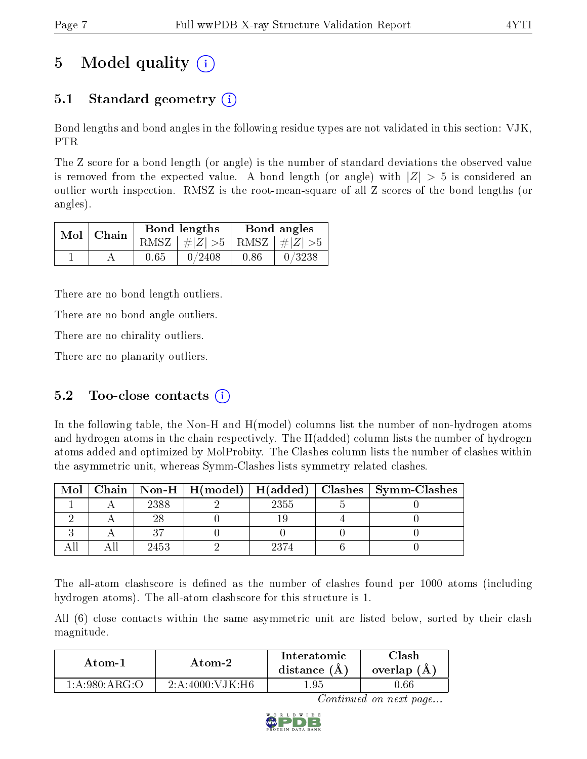# 5 Model quality

## 5.1 Standard geometry

Bond lengths and bond angles in the following residue types are not validated in this section: VJK, PTR

The Z score for a bond length (or angle) is the number of standard deviations the observed value is removed from the expected value. A bond length (or angle) with $|Z| > 5$ is considered an outlier worth inspection. RMSZ is the root-mean-square of all Z scores of the bond lengths (or angles).

| Mol | Chain | Bond lengths | | Bond angles | |
|---|---|---|---|---|---|
| | | RMSZ | #$\|Z\|$ >5 | RMSZ | #$\|Z\|$ >5 |
| 1 | A | 0.65 | 0/2408 | 0.86 | 0/3238 |

There are no bond length outliers.

There are no bond angle outliers.

There are no chirality outliers.

There are no planarity outliers.

## 5.2 Too-close contacts

In the following table, the Non-H and H(model) columns list the number of non-hydrogen atoms and hydrogen atoms in the chain respectively. The H(added) column lists the number of hydrogen atoms added and optimized by MolProbity. The Clashes column lists the number of clashes within the asymmetric unit, whereas Symm-Clashes lists symmetry related clashes.

| Mol | Chain | Non-H | H(model) | H(added) | Clashes | Symm-Clashes |
|---|---|---|---|---|---|---|
| 1 | A | 2388 | 2 | 2355 | 5 | 0 |
| 2 | A | 28 | 0 | 19 | 4 | 0 |
| 3 | A | 37 | 0 | 0 | 0 | 0 |
| All | All | 2453 | 2 | 2374 | 6 | 0 |

The all-atom clashscore is defined as the number of clashes found per 1000 atoms (including hydrogen atoms). The all-atom clashscore for this structure is 1.

All (6) close contacts within the same asymmetric unit are listed below, sorted by their clash magnitude.

| Atom-1 | Atom-2 | Interatomic distance (Å) | Clash overlap (Å) |
|---|---|---|---|
| 1:A:980:ARG:O | 2:A:4000:VJK:H6 | 1.95 | 0.66 |

*Continued on next page...*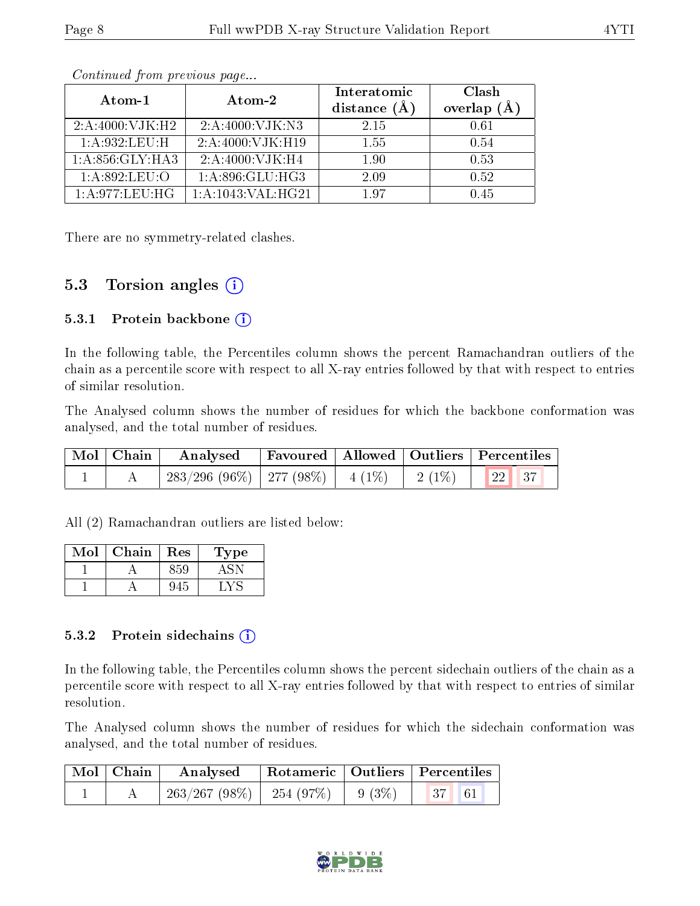*Continued from previous page...*

| Atom-1 | Atom-2 | Interatomic distance (Å) | Clash overlap (Å) |
|---|---|---|---|
| 2:A:4000:VJK:H2 | 2:A:4000:VJK:N3 | 2.15 | 0.61 |
| 1:A:932:LEU:H | 2:A:4000:VJK:H19 | 1.55 | 0.54 |
| 1:A:856:GLY:HA3 | 2:A:4000:VJK:H4 | 1.90 | 0.53 |
| 1:A:892:LEU:O | 1:A:896:GLU:HG3 | 2.09 | 0.52 |
| 1:A:977:LEU:HG | 1:A:1043:VAL:HG21 | 1.97 | 0.45 |

There are no symmetry-related clashes.

## 5.3 Torsion angles

### 5.3.1 Protein backbone

In the following table, the Percentiles column shows the percent Ramachandran outliers of the chain as a percentile score with respect to all X-ray entries followed by that with respect to entries of similar resolution.

The Analysed column shows the number of residues for which the backbone conformation was analysed, and the total number of residues.

| Mol | Chain | Analysed | Favoured | Allowed | Outliers | Percentiles | |
|---|---|---|---|---|---|---|---|
| 1 | A | 283/296 (96%) | 277 (98%) | 4 (1%) | 2 (1%) | 22 | 37 |

All (2) Ramachandran outliers are listed below:

| Mol | Chain | Res | Type |
|---|---|---|---|
| 1 | A | 859 | ASN |
| 1 | A | 945 | LYS |

### 5.3.2 Protein sidechains

In the following table, the Percentiles column shows the percent sidechain outliers of the chain as a percentile score with respect to all X-ray entries followed by that with respect to entries of similar resolution.

The Analysed column shows the number of residues for which the sidechain conformation was analysed, and the total number of residues.

| Mol | Chain | Analysed | Rotameric | Outliers | Percentiles | |
|---|---|---|---|---|---|---|
| 1 | A | 263/267 (98%) | 254 (97%) | 9 (3%) | 37 | 61 |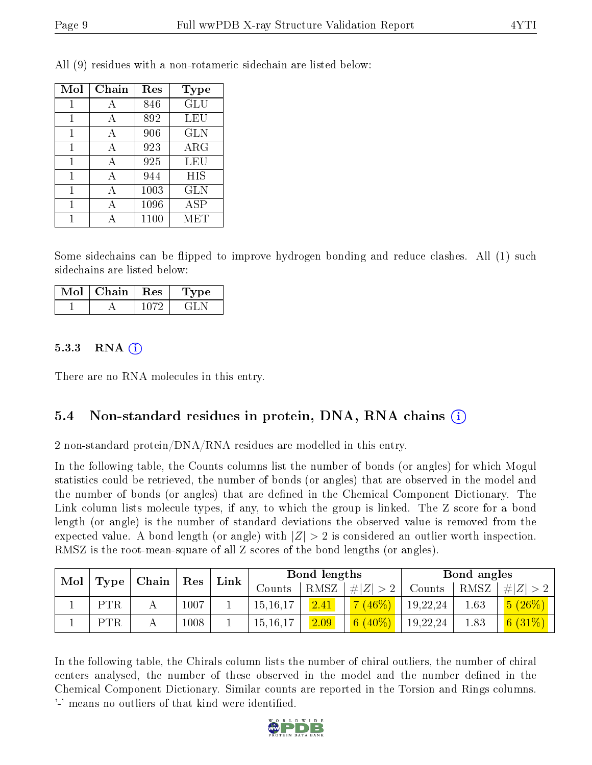All (9) residues with a non-rotameric sidechain are listed below:

| Mol | Chain | Res | Type |
|---|---|---|---|
| 1 | A | 846 | GLU |
| 1 | A | 892 | LEU |
| 1 | A | 906 | GLN |
| 1 | A | 923 | ARG |
| 1 | A | 925 | LEU |
| 1 | A | 944 | HIS |
| 1 | A | 1003 | GLN |
| 1 | A | 1096 | ASP |
| 1 | A | 1100 | MET |

Some sidechains can be flipped to improve hydrogen bonding and reduce clashes. All (1) such sidechains are listed below:

| Mol | Chain | Res | Type |
|---|---|---|---|
| 1 | A | 1072 | GLN |

### 5.3.3 RNA

There are no RNA molecules in this entry.

## 5.4 Non-standard residues in protein, DNA, RNA chains

2 non-standard protein/DNA/RNA residues are modelled in this entry.

In the following table, the Counts columns list the number of bonds (or angles) for which Mogul statistics could be retrieved, the number of bonds (or angles) that are observed in the model and the number of bonds (or angles) that are defined in the Chemical Component Dictionary. The Link column lists molecule types, if any, to which the group is linked. The Z score for a bond length (or angle) is the number of standard deviations the observed value is removed from the expected value. A bond length (or angle) with $|Z| > 2$ is considered an outlier worth inspection. RMSZ is the root-mean-square of all Z scores of the bond lengths (or angles).

| Mol | Type | Chain | Res | Link | Bond lengths | | | Bond angles | | |
|---|---|---|---|---|---|---|---|---|---|---|
| | | | | | Counts | RMSZ | $\#\lvert Z\rvert > 2$ | Counts | RMSZ | $\#\lvert Z\rvert > 2$ |
| 1 | PTR | A | 1007 | 1 | 15,16,17 | 2.41 | 7 (46%) | 19,22,24 | 1.63 | 5 (26%) |
| 1 | PTR | A | 1008 | 1 | 15,16,17 | 2.09 | 6 (40%) | 19,22,24 | 1.83 | 6 (31%) |

In the following table, the Chirals column lists the number of chiral outliers, the number of chiral centers analysed, the number of these observed in the model and the number defined in the Chemical Component Dictionary. Similar counts are reported in the Torsion and Rings columns. '-' means no outliers of that kind were identified.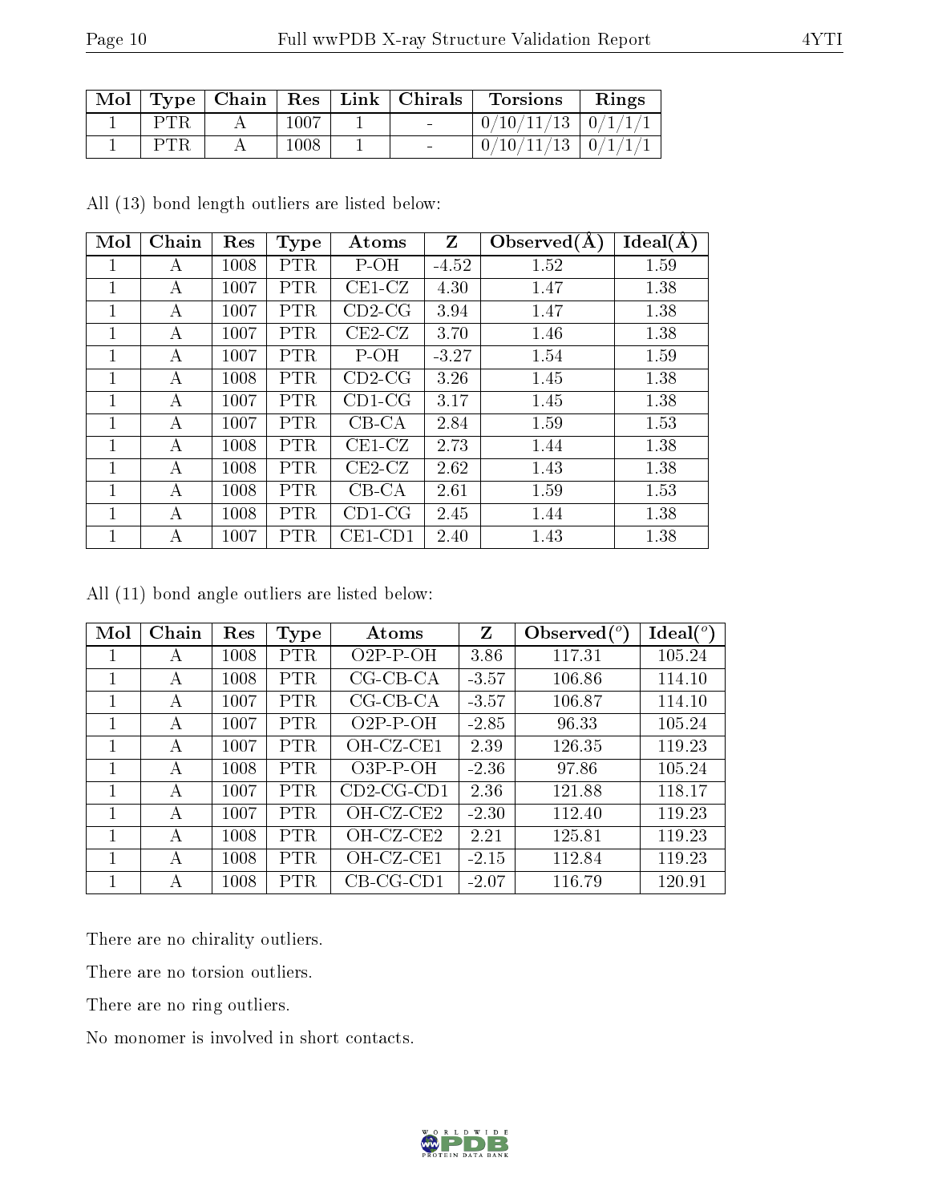| Mol | Type | Chain | Res | Link | Chirals | Torsions | Rings |
|---|---|---|---|---|---|---|---|
| 1 | PTR | A | 1007 | 1 | - | 0/10/11/13 | 0/1/1/1 |
| 1 | PTR | A | 1008 | 1 | - | 0/10/11/13 | 0/1/1/1 |

All (13) bond length outliers are listed below:

| Mol | Chain | Res | Type | Atoms | Z | Observed(Å) | Ideal(Å) |
|---|---|---|---|---|---|---|---|
| 1 | A | 1008 | PTR | P-OH | -4.52 | 1.52 | 1.59 |
| 1 | A | 1007 | PTR | CE1-CZ | 4.30 | 1.47 | 1.38 |
| 1 | A | 1007 | PTR | CD2-CG | 3.94 | 1.47 | 1.38 |
| 1 | A | 1007 | PTR | CE2-CZ | 3.70 | 1.46 | 1.38 |
| 1 | A | 1007 | PTR | P-OH | -3.27 | 1.54 | 1.59 |
| 1 | A | 1008 | PTR | CD2-CG | 3.26 | 1.45 | 1.38 |
| 1 | A | 1007 | PTR | CD1-CG | 3.17 | 1.45 | 1.38 |
| 1 | A | 1007 | PTR | CB-CA | 2.84 | 1.59 | 1.53 |
| 1 | A | 1008 | PTR | CE1-CZ | 2.73 | 1.44 | 1.38 |
| 1 | A | 1008 | PTR | CE2-CZ | 2.62 | 1.43 | 1.38 |
| 1 | A | 1008 | PTR | CB-CA | 2.61 | 1.59 | 1.53 |
| 1 | A | 1008 | PTR | CD1-CG | 2.45 | 1.44 | 1.38 |
| 1 | A | 1007 | PTR | CE1-CD1 | 2.40 | 1.43 | 1.38 |

All (11) bond angle outliers are listed below:

| Mol | Chain | Res | Type | Atoms | Z | Observed(°) | Ideal(°) |
|---|---|---|---|---|---|---|---|
| 1 | A | 1008 | PTR | O2P-P-OH | 3.86 | 117.31 | 105.24 |
| 1 | A | 1008 | PTR | CG-CB-CA | -3.57 | 106.86 | 114.10 |
| 1 | A | 1007 | PTR | CG-CB-CA | -3.57 | 106.87 | 114.10 |
| 1 | A | 1007 | PTR | O2P-P-OH | -2.85 | 96.33 | 105.24 |
| 1 | A | 1007 | PTR | OH-CZ-CE1 | 2.39 | 126.35 | 119.23 |
| 1 | A | 1008 | PTR | O3P-P-OH | -2.36 | 97.86 | 105.24 |
| 1 | A | 1007 | PTR | CD2-CG-CD1 | 2.36 | 121.88 | 118.17 |
| 1 | A | 1007 | PTR | OH-CZ-CE2 | -2.30 | 112.40 | 119.23 |
| 1 | A | 1008 | PTR | OH-CZ-CE2 | 2.21 | 125.81 | 119.23 |
| 1 | A | 1008 | PTR | OH-CZ-CE1 | -2.15 | 112.84 | 119.23 |
| 1 | A | 1008 | PTR | CB-CG-CD1 | -2.07 | 116.79 | 120.91 |

There are no chirality outliers.

There are no torsion outliers.

There are no ring outliers.

No monomer is involved in short contacts.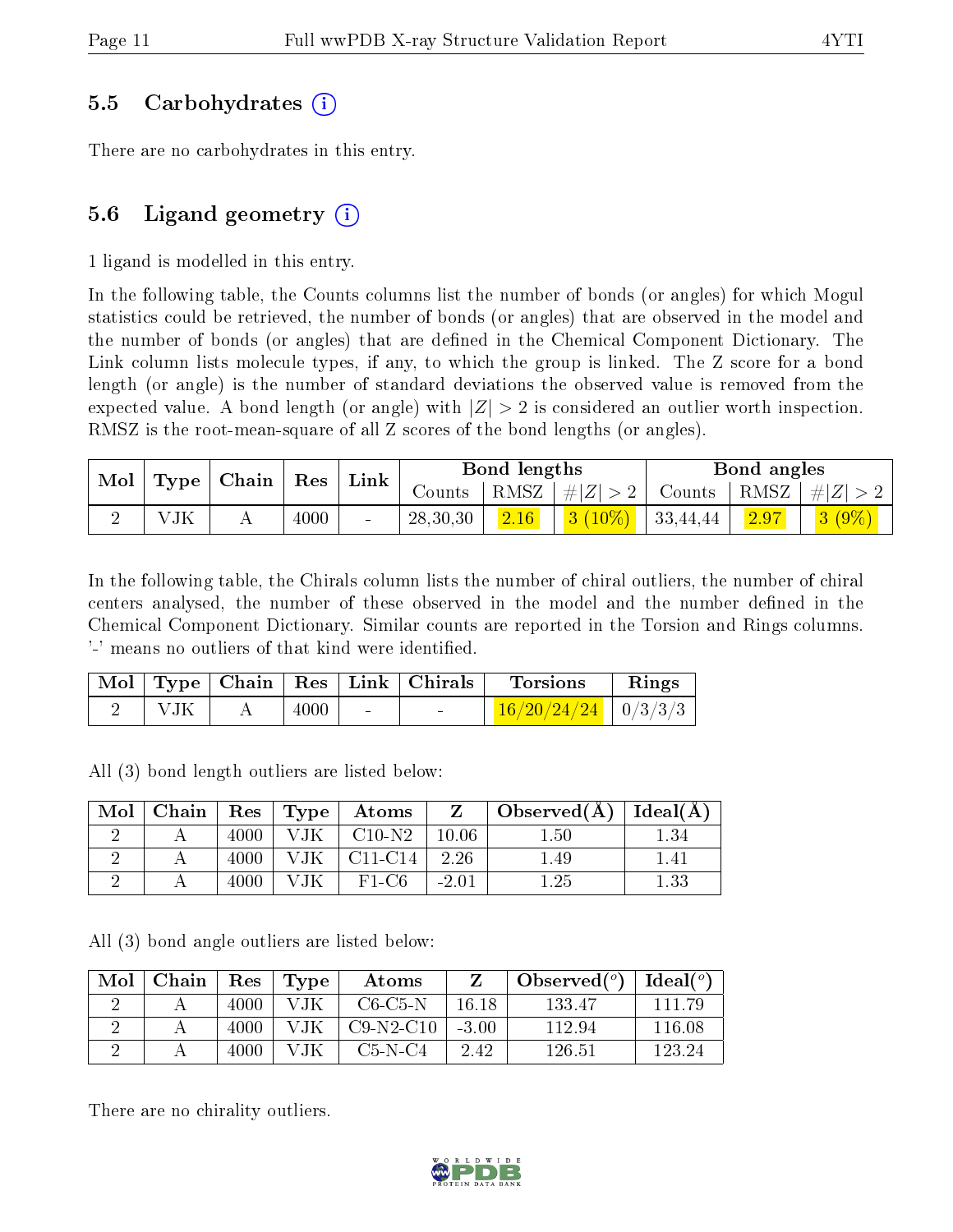## 5.5 Carbohydrates (i)

There are no carbohydrates in this entry.

## 5.6 Ligand geometry (i)

1 ligand is modelled in this entry.

In the following table, the Counts columns list the number of bonds (or angles) for which Mogul statistics could be retrieved, the number of bonds (or angles) that are observed in the model and the number of bonds (or angles) that are defined in the Chemical Component Dictionary. The Link column lists molecule types, if any, to which the group is linked. The Z score for a bond length (or angle) is the number of standard deviations the observed value is removed from the expected value. A bond length (or angle) with $|Z| > 2$ is considered an outlier worth inspection. RMSZ is the root-mean-square of all Z scores of the bond lengths (or angles).

| Mol | Type | Chain | Res | Link | Bond lengths | | | Bond angles | | |
|---|---|---|---|---|---|---|---|---|---|---|
| | | | | | Counts | RMSZ | $\#\|Z\| > 2$ | Counts | RMSZ | $\#\|Z\| > 2$ |
| 2 | VJK | A | 4000 | - | 28,30,30 | 2.16 | 3 (10%) | 33,44,44 | 2.97 | 3 (9%) |

In the following table, the Chirals column lists the number of chiral outliers, the number of chiral centers analysed, the number of these observed in the model and the number defined in the Chemical Component Dictionary. Similar counts are reported in the Torsion and Rings columns. '-' means no outliers of that kind were identified.

| Mol | Type | Chain | Res | Link | Chirals | Torsions | Rings |
|---|---|---|---|---|---|---|---|
| 2 | VJK | A | 4000 | - | - | 16/20/24/24 | 0/3/3/3 |

All (3) bond length outliers are listed below:

| Mol | Chain | Res | Type | Atoms | Z | Observed(Å) | Ideal(Å) |
|---|---|---|---|---|---|---|---|
| 2 | A | 4000 | VJK | C10-N2 | 10.06 | 1.50 | 1.34 |
| 2 | A | 4000 | VJK | C11-C14 | 2.26 | 1.49 | 1.41 |
| 2 | A | 4000 | VJK | F1-C6 | -2.01 | 1.25 | 1.33 |

All (3) bond angle outliers are listed below:

| Mol | Chain | Res | Type | Atoms | Z | Observed($^o$) | Ideal($^o$) |
|---|---|---|---|---|---|---|---|
| 2 | A | 4000 | VJK | C6-C5-N | 16.18 | 133.47 | 111.79 |
| 2 | A | 4000 | VJK | C9-N2-C10 | -3.00 | 112.94 | 116.08 |
| 2 | A | 4000 | VJK | C5-N-C4 | 2.42 | 126.51 | 123.24 |

There are no chirality outliers.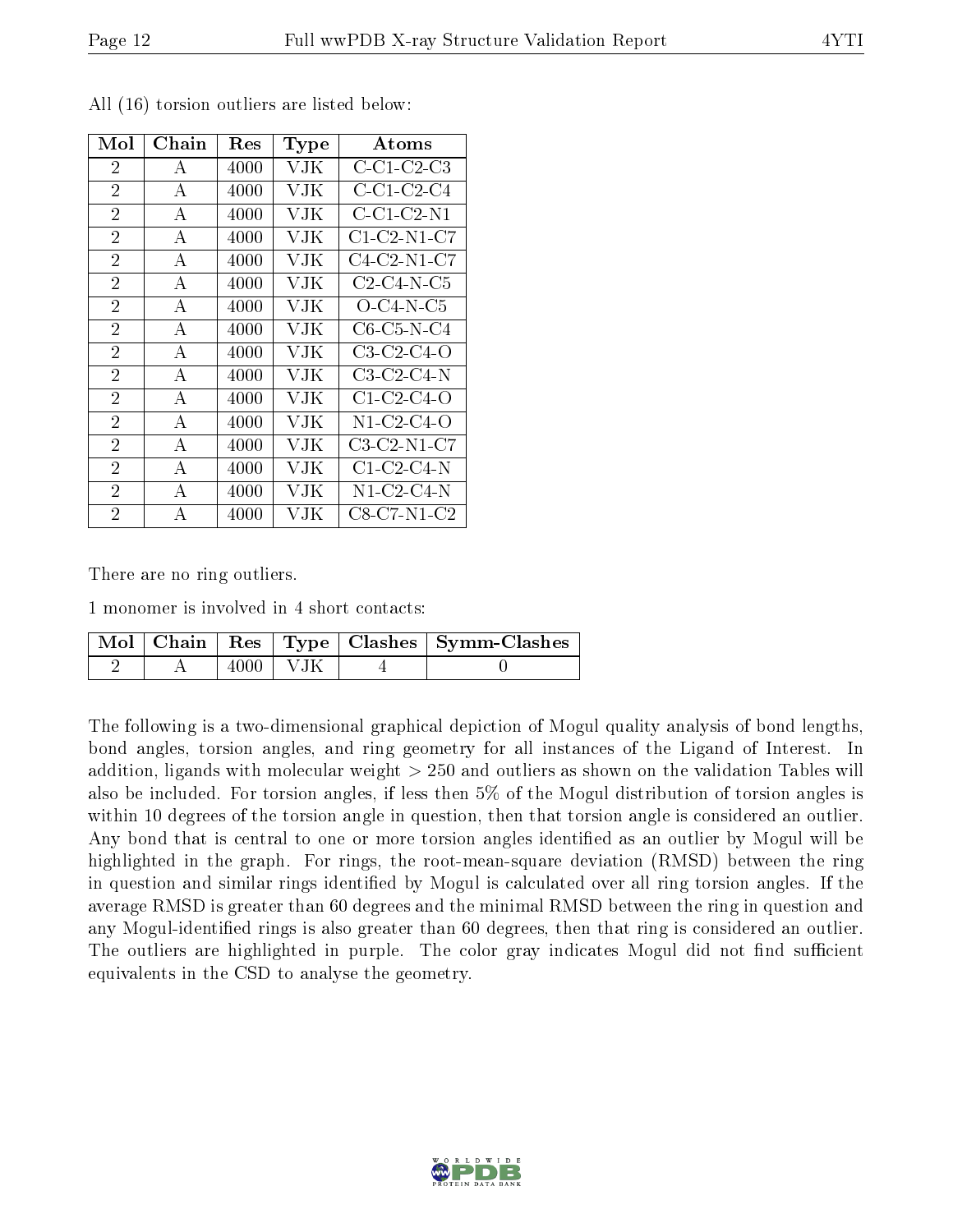All (16) torsion outliers are listed below:

| Mol | Chain | Res | Type | Atoms |
|---|---|---|---|---|
| 2 | A | 4000 | VJK | C-C1-C2-C3 |
| 2 | A | 4000 | VJK | C-C1-C2-C4 |
| 2 | A | 4000 | VJK | C-C1-C2-N1 |
| 2 | A | 4000 | VJK | C1-C2-N1-C7 |
| 2 | A | 4000 | VJK | C4-C2-N1-C7 |
| 2 | A | 4000 | VJK | C2-C4-N-C5 |
| 2 | A | 4000 | VJK | O-C4-N-C5 |
| 2 | A | 4000 | VJK | C6-C5-N-C4 |
| 2 | A | 4000 | VJK | C3-C2-C4-O |
| 2 | A | 4000 | VJK | C3-C2-C4-N |
| 2 | A | 4000 | VJK | C1-C2-C4-O |
| 2 | A | 4000 | VJK | N1-C2-C4-O |
| 2 | A | 4000 | VJK | C3-C2-N1-C7 |
| 2 | A | 4000 | VJK | C1-C2-C4-N |
| 2 | A | 4000 | VJK | N1-C2-C4-N |
| 2 | A | 4000 | VJK | C8-C7-N1-C2 |

There are no ring outliers.

1 monomer is involved in 4 short contacts:

| Mol | Chain | Res | Type | Clashes | Symm-Clashes |
|---|---|---|---|---|---|
| 2 | A | 4000 | VJK | 4 | 0 |

The following is a two-dimensional graphical depiction of Mogul quality analysis of bond lengths, bond angles, torsion angles, and ring geometry for all instances of the Ligand of Interest. In addition, ligands with molecular weight > 250 and outliers as shown on the validation Tables will also be included. For torsion angles, if less then 5% of the Mogul distribution of torsion angles is within 10 degrees of the torsion angle in question, then that torsion angle is considered an outlier. Any bond that is central to one or more torsion angles identified as an outlier by Mogul will be highlighted in the graph. For rings, the root-mean-square deviation (RMSD) between the ring in question and similar rings identified by Mogul is calculated over all ring torsion angles. If the average RMSD is greater than 60 degrees and the minimal RMSD between the ring in question and any Mogul-identified rings is also greater than 60 degrees, then that ring is considered an outlier. The outliers are highlighted in purple. The color gray indicates Mogul did not find sufficient equivalents in the CSD to analyse the geometry.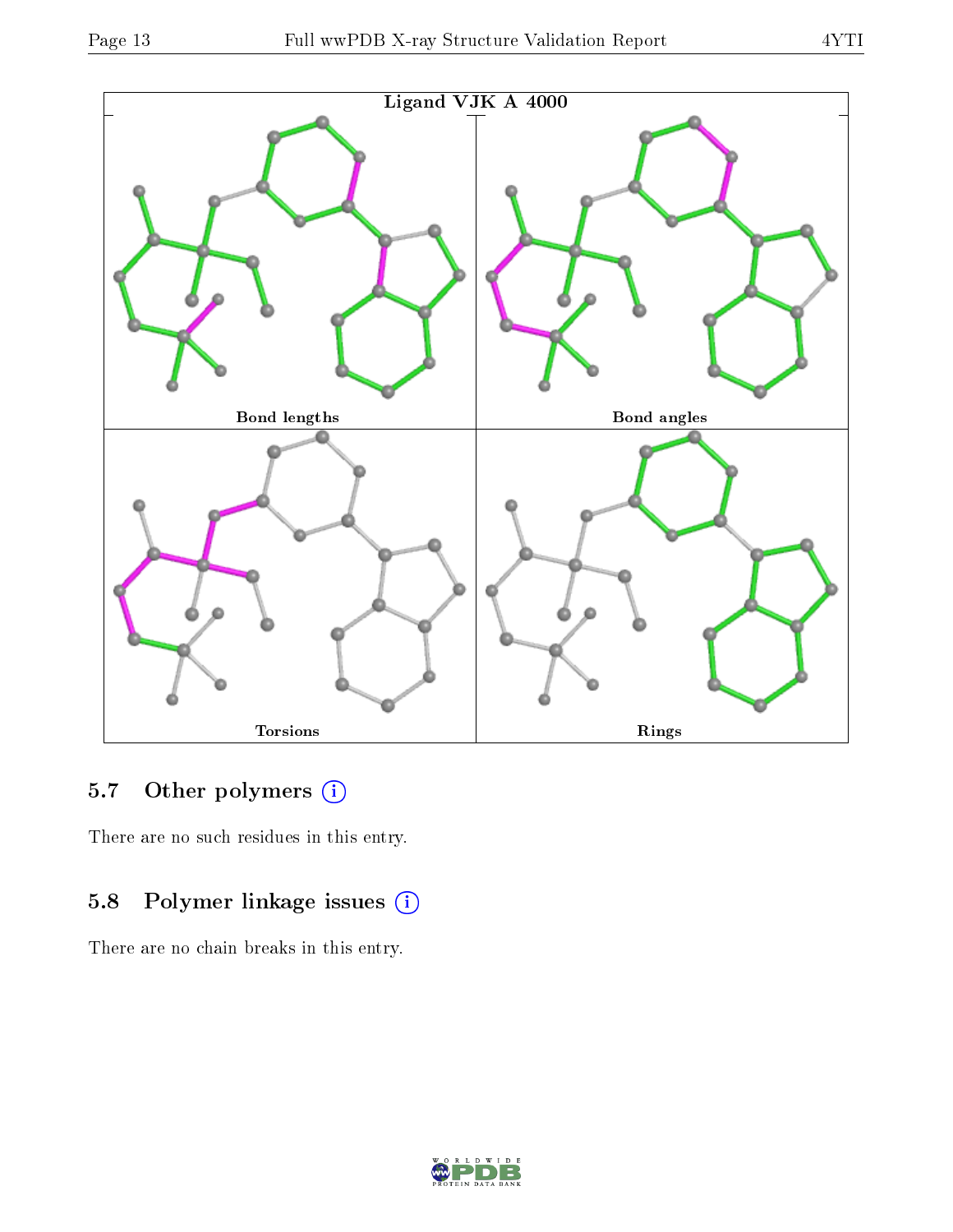Ligand VJK A 4000

Bond lengths

Bond angles

Torsions

Rings

### 5.7 Other polymers

There are no such residues in this entry.

### 5.8 Polymer linkage issues

There are no chain breaks in this entry.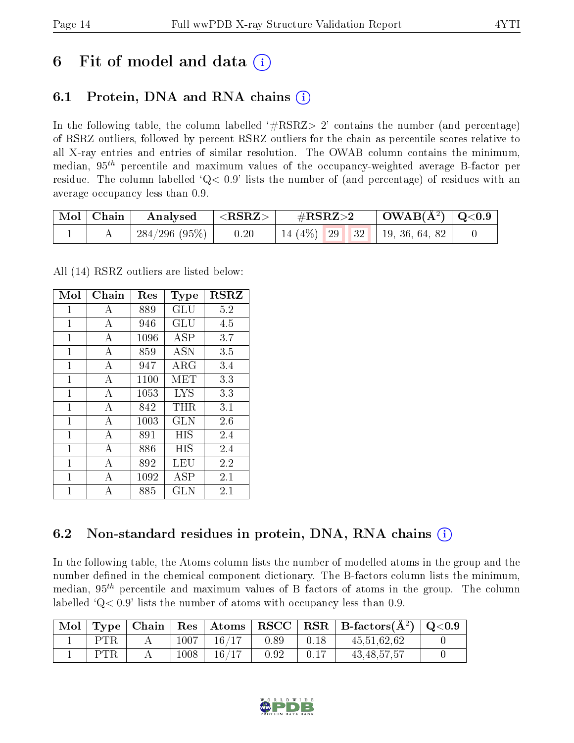# 6 Fit of model and data

## 6.1 Protein, DNA and RNA chains

In the following table, the column labelled '#RSRZ> 2' contains the number (and percentage) of RSRZ outliers, followed by percent RSRZ outliers for the chain as percentile scores relative to all X-ray entries and entries of similar resolution. The OWAB column contains the minimum, median, $95^{th}$ percentile and maximum values of the occupancy-weighted average B-factor per residue. The column labelled 'Q< 0.9' lists the number of (and percentage) of residues with an average occupancy less than 0.9.

| Mol | Chain | Analysed | <RSRZ> | #RSRZ>2 | | | OWAB(Å$^2$) | Q<0.9 |
|---|---|---|---|---|---|---|---|---|
| 1 | A | 284/296 (95%) | 0.20 | 14 (4%) | 29 | 32 | 19, 36, 64, 82 | 0 |

All (14) RSRZ outliers are listed below:

| Mol | Chain | Res | Type | RSRZ |
|---|---|---|---|---|
| 1 | A | 889 | GLU | 5.2 |
| 1 | A | 946 | GLU | 4.5 |
| 1 | A | 1096 | ASP | 3.7 |
| 1 | A | 859 | ASN | 3.5 |
| 1 | A | 947 | ARG | 3.4 |
| 1 | A | 1100 | MET | 3.3 |
| 1 | A | 1053 | LYS | 3.3 |
| 1 | A | 842 | THR | 3.1 |
| 1 | A | 1003 | GLN | 2.6 |
| 1 | A | 891 | HIS | 2.4 |
| 1 | A | 886 | HIS | 2.4 |
| 1 | A | 892 | LEU | 2.2 |
| 1 | A | 1092 | ASP | 2.1 |
| 1 | A | 885 | GLN | 2.1 |

## 6.2 Non-standard residues in protein, DNA, RNA chains

In the following table, the Atoms column lists the number of modelled atoms in the group and the number defined in the chemical component dictionary. The B-factors column lists the minimum, median, $95^{th}$ percentile and maximum values of B factors of atoms in the group. The column labelled 'Q< 0.9' lists the number of atoms with occupancy less than 0.9.

| Mol | Type | Chain | Res | Atoms | RSCC | RSR | B-factors(Å$^2$) | Q<0.9 |
|---|---|---|---|---|---|---|---|---|
| 1 | PTR | A | 1007 | 16/17 | 0.89 | 0.18 | 45,51,62,62 | 0 |
| 1 | PTR | A | 1008 | 16/17 | 0.92 | 0.17 | 43,48,57,57 | 0 |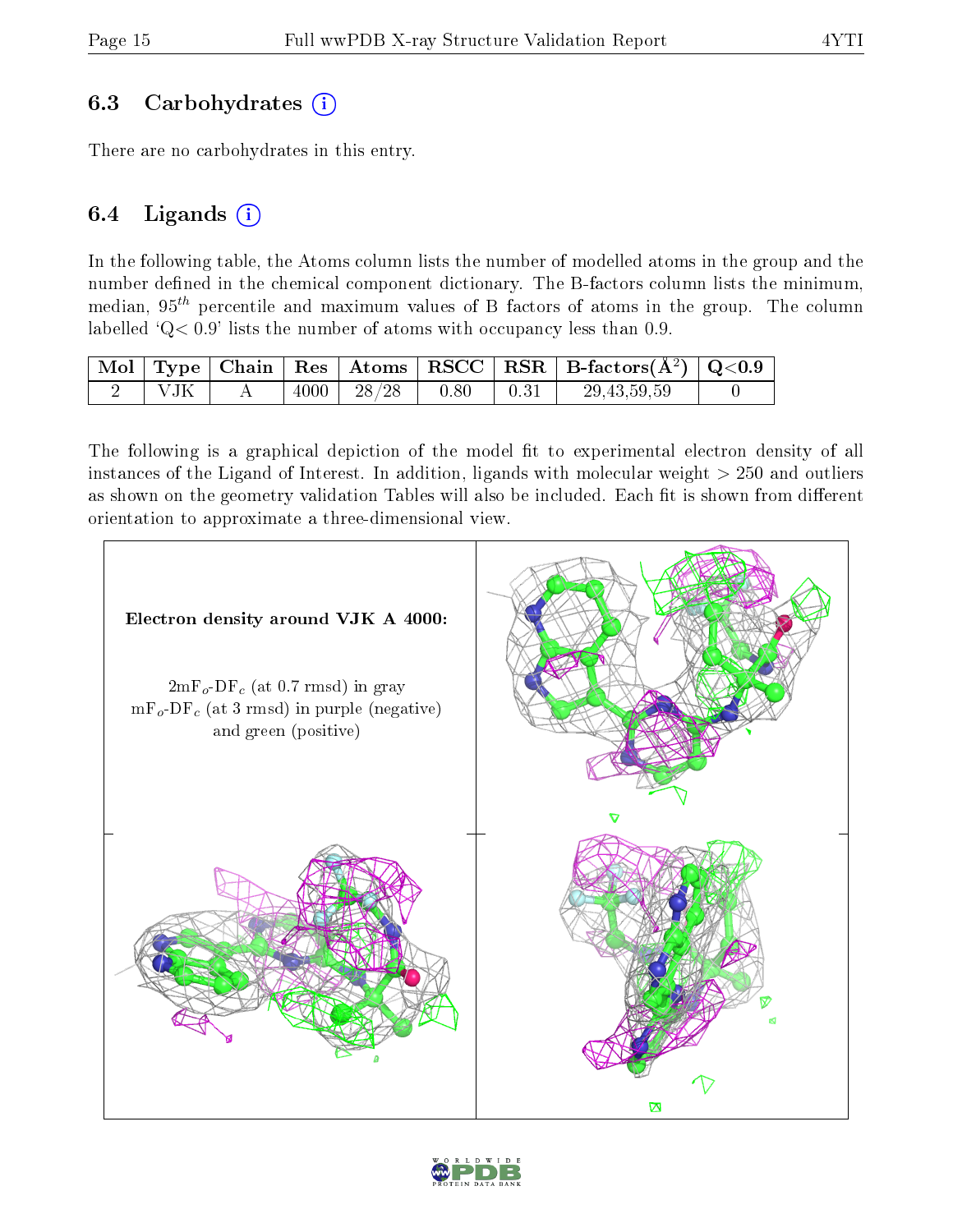### 6.3 Carbohydrates

There are no carbohydrates in this entry.

### 6.4 Ligands

In the following table, the Atoms column lists the number of modelled atoms in the group and the number defined in the chemical component dictionary. The B-factors column lists the minimum, median, $95^{th}$ percentile and maximum values of B factors of atoms in the group. The column labelled 'Q< 0.9' lists the number of atoms with occupancy less than 0.9.

| Mol | Type | Chain | Res | Atoms | RSCC | RSR | B-factors($Å^2$) | Q<0.9 |
|---|---|---|---|---|---|---|---|---|
| 2 | VJK | A | 4000 | 28/28 | 0.80 | 0.31 | 29,43,59,59 | 0 |

The following is a graphical depiction of the model fit to experimental electron density of all instances of the Ligand of Interest. In addition, ligands with molecular weight > 250 and outliers as shown on the geometry validation Tables will also be included. Each fit is shown from different orientation to approximate a three-dimensional view.

**Electron density around VJK A 4000:**

$2mF_o$-$DF_c$ (at 0.7 rmsd) in gray
$mF_o$-$DF_c$ (at 3 rmsd) in purple (negative) and green (positive)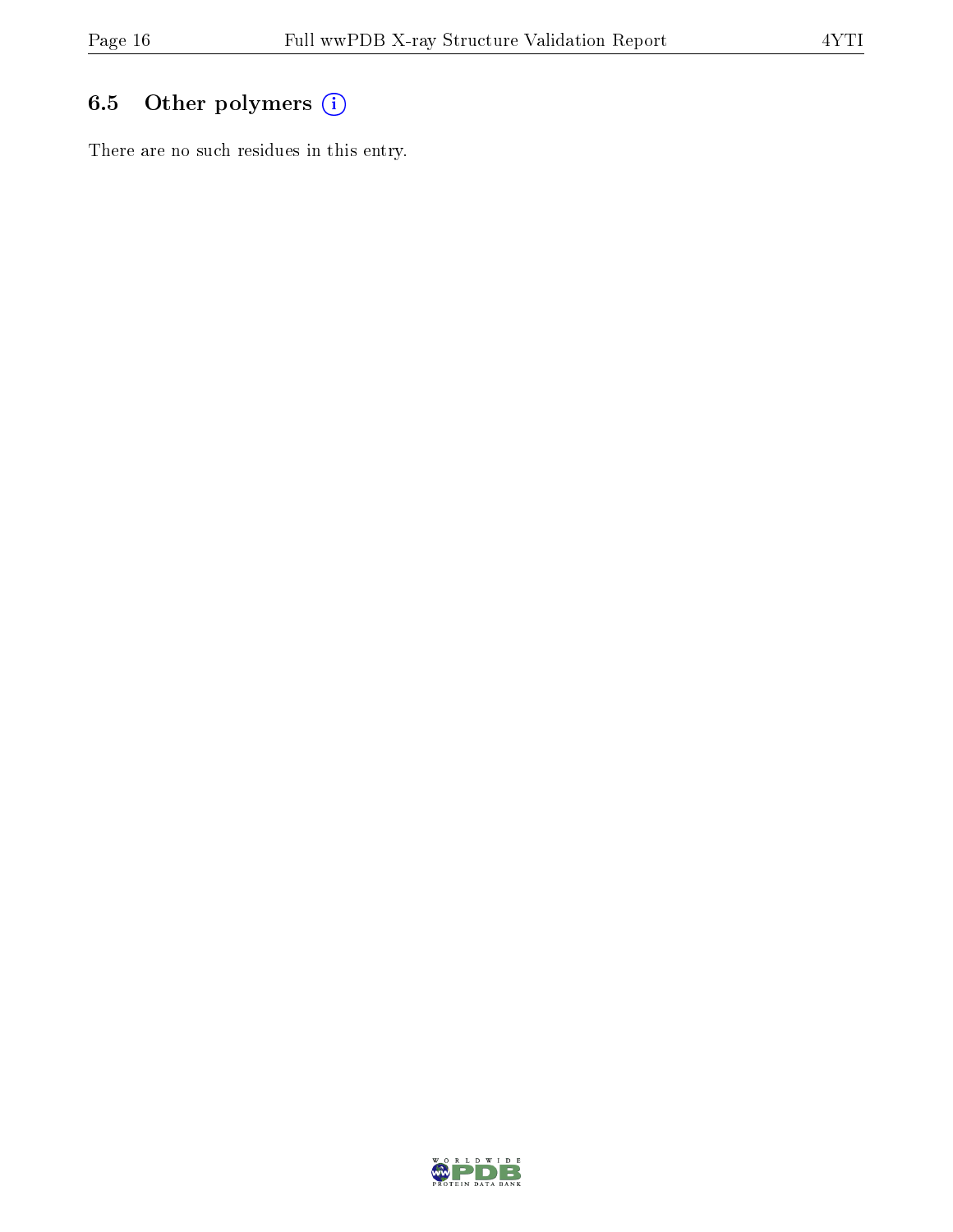### 6.5 Other polymers

There are no such residues in this entry.